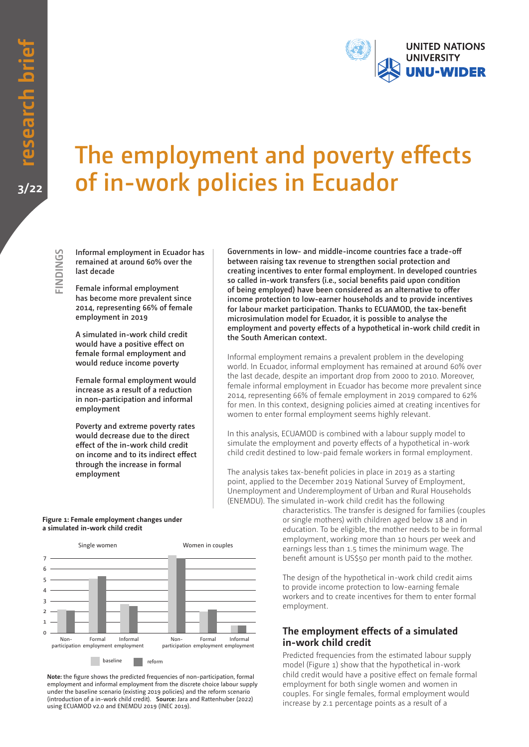research brief 3/22

UNITED NATIONS UNIVERSITY UNU-WIDER

# The employment and poverty effects of in-work policies in Ecuador

## FINDINGS

- Informal employment in Ecuador has remained at around 60% over the last decade
- Female informal employment has become more prevalent since 2014, representing 66% of female employment in 2019
- A simulated in-work child credit would have a positive effect on female formal employment and would reduce income poverty
- Female formal employment would increase as a result of a reduction in non-participation and informal employment
- Poverty and extreme poverty rates would decrease due to the direct effect of the in-work child credit on income and to its indirect effect through the increase in formal employment

**Governments in low- and middle-income countries face a trade-off between raising tax revenue to strengthen social protection and creating incentives to enter formal employment. In developed countries so called in-work transfers (i.e., social benefits paid upon condition of being employed) have been considered as an alternative to offer income protection to low-earner households and to provide incentives for labour market participation. Thanks to ECUAMOD, the tax-benefit microsimulation model for Ecuador, it is possible to analyse the employment and poverty effects of a hypothetical in-work child credit in the South American context.**

Informal employment remains a prevalent problem in the developing world. In Ecuador, informal employment has remained at around 60% over the last decade, despite an important drop from 2000 to 2010. Moreover, female informal employment in Ecuador has become more prevalent since 2014, representing 66% of female employment in 2019 compared to 62% for men. In this context, designing policies aimed at creating incentives for women to enter formal employment seems highly relevant.

In this analysis, ECUAMOD is combined with a labour supply model to simulate the employment and poverty effects of a hypothetical in-work child credit destined to low-paid female workers in formal employment.

The analysis takes tax-benefit policies in place in 2019 as a starting point, applied to the December 2019 National Survey of Employment, Unemployment and Underemployment of Urban and Rural Households (ENEMDU). The simulated in-work child credit has the following characteristics. The transfer is designed for families (couples or single mothers) with children aged below 18 and in education. To be eligible, the mother needs to be in formal employment, working more than 10 hours per week and earnings less than 1.5 times the minimum wage. The benefit amount is US$50 per month paid to the mother.

The design of the hypothetical in-work child credit aims to provide income protection to low-earning female workers and to create incentives for them to enter formal employment.

**Figure 1: Female employment changes under a simulated in-work child credit**

| | Single women | | | Women in couples | | |
|---|---|---|---|---|---|---|
| | Non-participation | Formal employment | Informal employment | Non-participation | Formal employment | Informal employment |
| baseline | ~2.2 | ~5.1 | ~2.7 | ~7.2 | ~2.0 | ~0.7 |
| reform | ~2.1 | ~5.3 | ~2.5 | ~6.9 | ~2.2 | ~0.7 |

**Note:** the figure shows the predicted frequencies of non-participation, formal employment and informal employment from the discrete choice labour supply under the baseline scenario (existing 2019 policies) and the reform scenario (introduction of a in-work child credit). **Source:** Jara and Rattenhuber (2022) using ECUAMOD v2.0 and ENEMDU 2019 (INEC 2019).

## The employment effects of a simulated in-work child credit

Predicted frequencies from the estimated labour supply model (Figure 1) show that the hypothetical in-work child credit would have a positive effect on female formal employment for both single women and women in couples. For single females, formal employment would increase by 2.1 percentage points as a result of a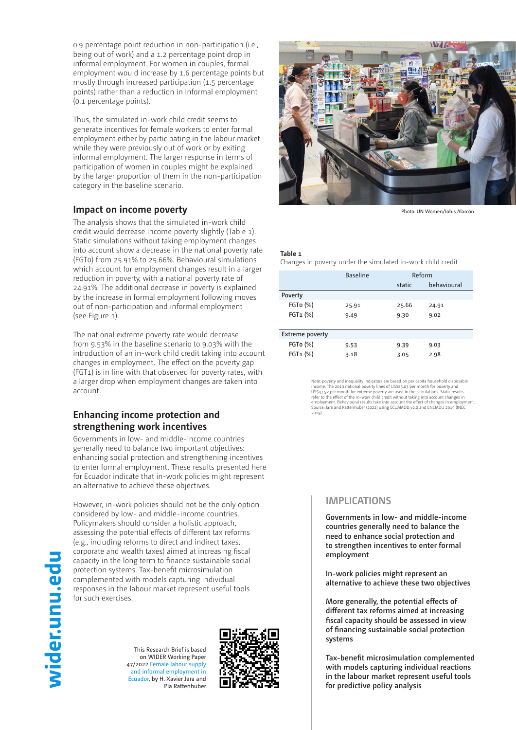0.9 percentage point reduction in non-participation (i.e., being out of work) and a 1.2 percentage point drop in informal employment. For women in couples, formal employment would increase by 1.6 percentage points but mostly through increased participation (1.5 percentage points) rather than a reduction in informal employment (0.1 percentage points).

Thus, the simulated in-work child credit seems to generate incentives for female workers to enter formal employment either by participating in the labour market while they were previously out of work or by exiting informal employment. The larger response in terms of participation of women in couples might be explained by the larger proportion of them in the non-participation category in the baseline scenario.

## Impact on income poverty

The analysis shows that the simulated in-work child credit would decrease income poverty slightly (Table 1). Static simulations without taking employment changes into account show a decrease in the national poverty rate (FGT0) from 25.91% to 25.66%. Behavioural simulations which account for employment changes result in a larger reduction in poverty, with a national poverty rate of 24.91%. The additional decrease in poverty is explained by the increase in formal employment following moves out of non-participation and informal employment (see Figure 1).

The national extreme poverty rate would decrease from 9.53% in the baseline scenario to 9.03% with the introduction of an in-work child credit taking into account changes in employment. The effect on the poverty gap (FGT1) is in line with that observed for poverty rates, with a larger drop when employment changes are taken into account.

Photo: UN Women/Johis Alarcón

**Table 1**
Changes in poverty under the simulated in-work child credit

| | Baseline | Reform | |
|---|---|---|---|
| | | static | behavioural |
| **Poverty** | | | |
| FGT0 (%) | 25.91 | 25.66 | 24.91 |
| FGT1 (%) | 9.49 | 9.30 | 9.02 |
| **Extreme poverty** | | | |
| FGT0 (%) | 9.53 | 9.39 | 9.03 |
| FGT1 (%) | 3.18 | 3.05 | 2.98 |

Note: poverty and inequality indicators are based on per capita household disposable income. The 2019 national poverty lines of US$85.03 per month for poverty and US$47.92 per month for extreme poverty are used in the calculations. Static results refer to the effect of the in-work child credit without taking into account changes in employment. Behavioural results take into account the effect of changes in employment. Source: Jara and Rattenhuber (2022) using ECUAMOD v2.0 and ENEMDU 2019 (INEC 2019).

## Enhancing income protection and strengthening work incentives

Governments in low- and middle-income countries generally need to balance two important objectives: enhancing social protection and strengthening incentives to enter formal employment. These results presented here for Ecuador indicate that in-work policies might represent an alternative to achieve these objectives.

However, in-work policies should not be the only option considered by low- and middle-income countries. Policymakers should consider a holistic approach, assessing the potential effects of different tax reforms (e.g., including reforms to direct and indirect taxes, corporate and wealth taxes) aimed at increasing fiscal capacity in the long term to finance sustainable social protection systems. Tax-benefit microsimulation complemented with models capturing individual responses in the labour market represent useful tools for such exercises.

## IMPLICATIONS

**Governments in low- and middle-income countries generally need to balance the need to enhance social protection and to strengthen incentives to enter formal employment**

**In-work policies might represent an alternative to achieve these two objectives**

**More generally, the potential effects of different tax reforms aimed at increasing fiscal capacity should be assessed in view of financing sustainable social protection systems**

**Tax-benefit microsimulation complemented with models capturing individual reactions in the labour market represent useful tools for predictive policy analysis**

This Research Brief is based on WIDER Working Paper 47/2022 Female labour supply and informal employment in Ecuador, by H. Xavier Jara and Pia Rattenhuber

wider.unu.edu